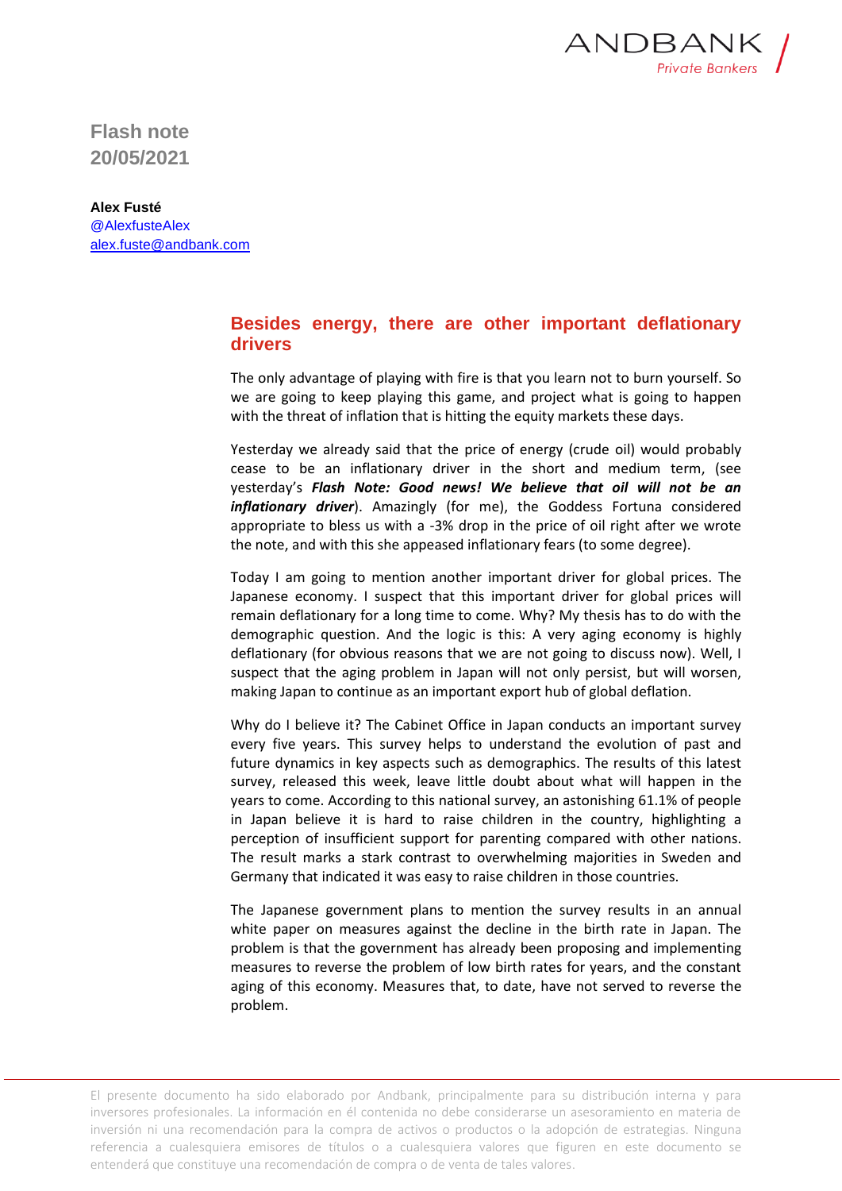ANDBANK
Private Bankers

**Flash note**
**20/05/2021**

**Alex Fusté**
@AlexfusteAlex
alex.fuste@andbank.com

## Besides energy, there are other important deflationary drivers

The only advantage of playing with fire is that you learn not to burn yourself. So we are going to keep playing this game, and project what is going to happen with the threat of inflation that is hitting the equity markets these days.

Yesterday we already said that the price of energy (crude oil) would probably cease to be an inflationary driver in the short and medium term, (see yesterday's ***Flash Note: Good news! We believe that oil will not be an inflationary driver***). Amazingly (for me), the Goddess Fortuna considered appropriate to bless us with a -3% drop in the price of oil right after we wrote the note, and with this she appeased inflationary fears (to some degree).

Today I am going to mention another important driver for global prices. The Japanese economy. I suspect that this important driver for global prices will remain deflationary for a long time to come. Why? My thesis has to do with the demographic question. And the logic is this: A very aging economy is highly deflationary (for obvious reasons that we are not going to discuss now). Well, I suspect that the aging problem in Japan will not only persist, but will worsen, making Japan to continue as an important export hub of global deflation.

Why do I believe it? The Cabinet Office in Japan conducts an important survey every five years. This survey helps to understand the evolution of past and future dynamics in key aspects such as demographics. The results of this latest survey, released this week, leave little doubt about what will happen in the years to come. According to this national survey, an astonishing 61.1% of people in Japan believe it is hard to raise children in the country, highlighting a perception of insufficient support for parenting compared with other nations. The result marks a stark contrast to overwhelming majorities in Sweden and Germany that indicated it was easy to raise children in those countries.

The Japanese government plans to mention the survey results in an annual white paper on measures against the decline in the birth rate in Japan. The problem is that the government has already been proposing and implementing measures to reverse the problem of low birth rates for years, and the constant aging of this economy. Measures that, to date, have not served to reverse the problem.

El presente documento ha sido elaborado por Andbank, principalmente para su distribución interna y para inversores profesionales. La información en él contenida no debe considerarse un asesoramiento en materia de inversión ni una recomendación para la compra de activos o productos o la adopción de estrategias. Ninguna referencia a cualesquiera emisores de títulos o a cualesquiera valores que figuren en este documento se entenderá que constituye una recomendación de compra o de venta de tales valores.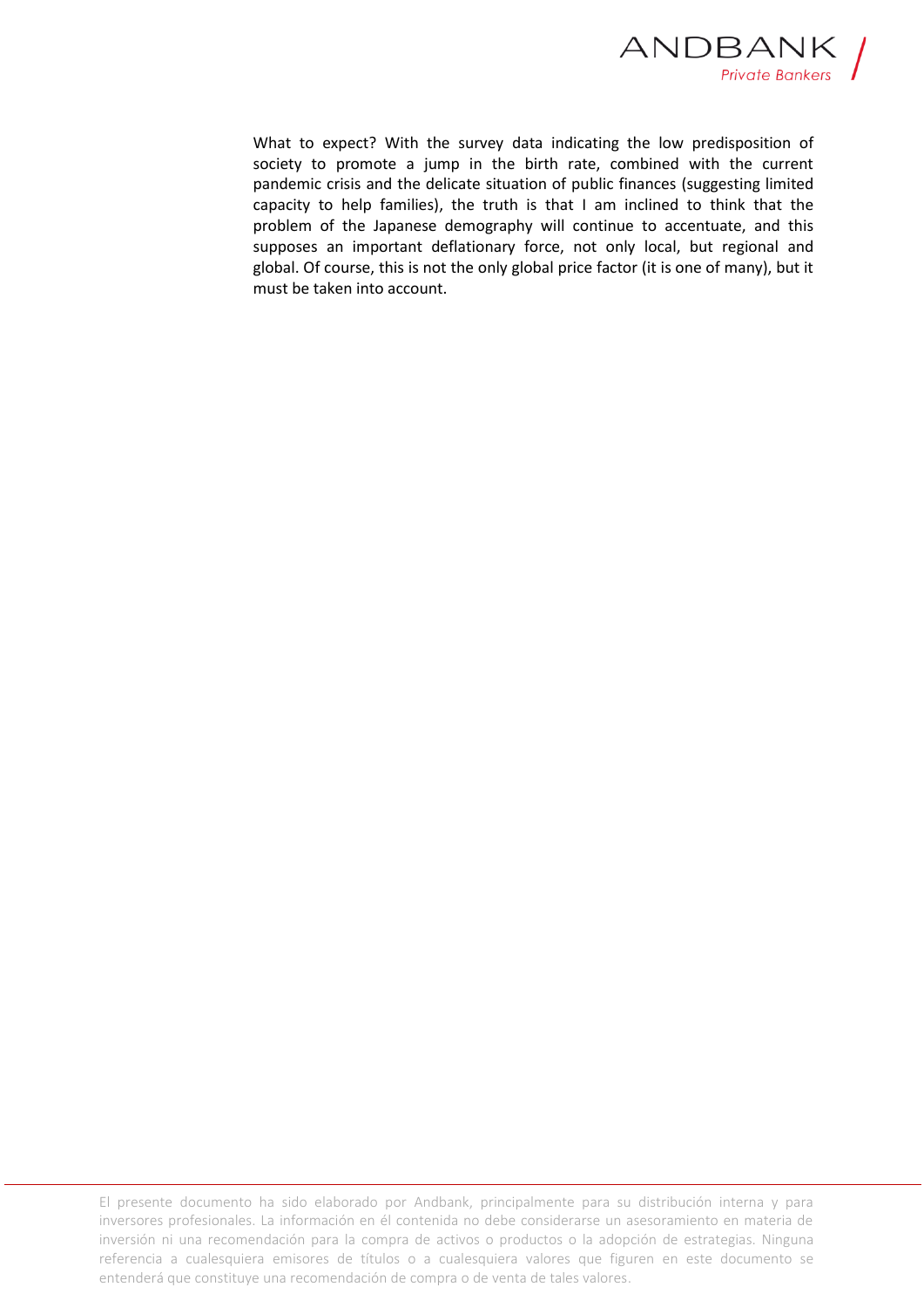What to expect? With the survey data indicating the low predisposition of society to promote a jump in the birth rate, combined with the current pandemic crisis and the delicate situation of public finances (suggesting limited capacity to help families), the truth is that I am inclined to think that the problem of the Japanese demography will continue to accentuate, and this supposes an important deflationary force, not only local, but regional and global. Of course, this is not the only global price factor (it is one of many), but it must be taken into account.